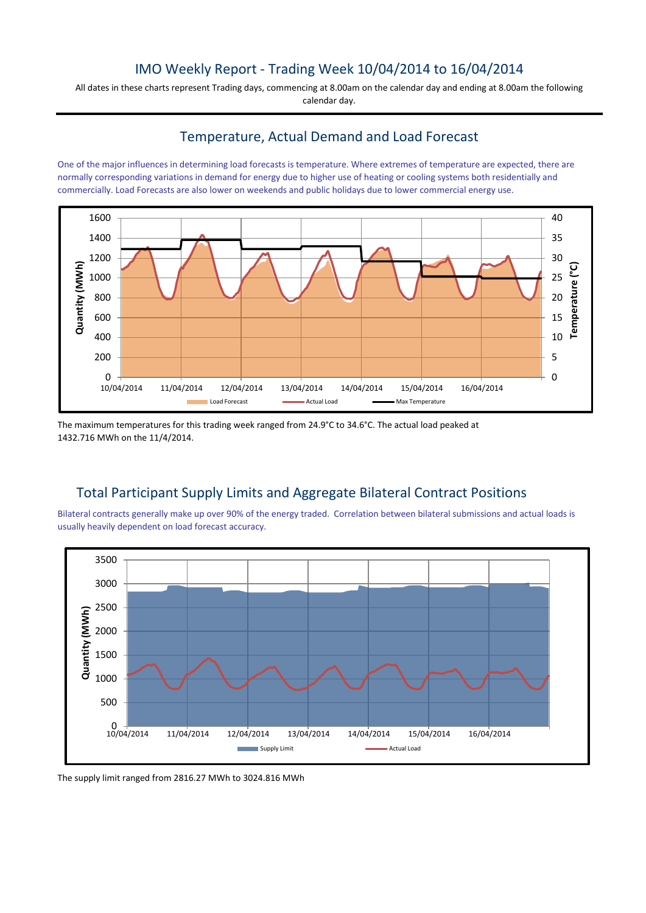# IMO Weekly Report - Trading Week 10/04/2014 to 16/04/2014

All dates in these charts represent Trading days, commencing at 8.00am on the calendar day and ending at 8.00am the following calendar day.

## Temperature, Actual Demand and Load Forecast

One of the major influences in determining load forecasts is temperature. Where extremes of temperature are expected, there are normally corresponding variations in demand for energy due to higher use of heating or cooling systems both residentially and commercially. Load Forecasts are also lower on weekends and public holidays due to lower commercial energy use.

The maximum temperatures for this trading week ranged from 24.9°C to 34.6°C. The actual load peaked at 1432.716 MWh on the 11/4/2014.

## Total Participant Supply Limits and Aggregate Bilateral Contract Positions

Bilateral contracts generally make up over 90% of the energy traded. Correlation between bilateral submissions and actual loads is usually heavily dependent on load forecast accuracy.

The supply limit ranged from 2816.27 MWh to 3024.816 MWh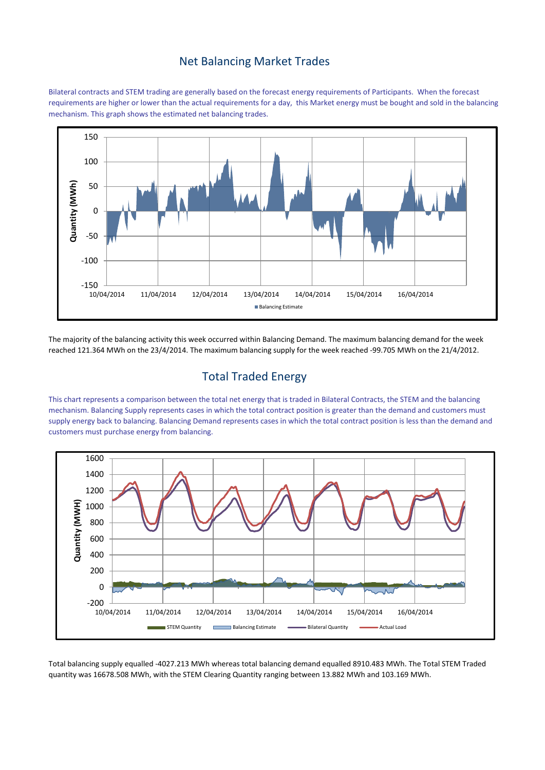## Net Balancing Market Trades

Bilateral contracts and STEM trading are generally based on the forecast energy requirements of Participants. When the forecast requirements are higher or lower than the actual requirements for a day, this Market energy must be bought and sold in the balancing mechanism. This graph shows the estimated net balancing trades.

The majority of the balancing activity this week occurred within Balancing Demand. The maximum balancing demand for the week reached 121.364 MWh on the 23/4/2014. The maximum balancing supply for the week reached -99.705 MWh on the 21/4/2012.

## Total Traded Energy

This chart represents a comparison between the total net energy that is traded in Bilateral Contracts, the STEM and the balancing mechanism. Balancing Supply represents cases in which the total contract position is greater than the demand and customers must supply energy back to balancing. Balancing Demand represents cases in which the total contract position is less than the demand and customers must purchase energy from balancing.

Total balancing supply equalled -4027.213 MWh whereas total balancing demand equalled 8910.483 MWh. The Total STEM Traded quantity was 16678.508 MWh, with the STEM Clearing Quantity ranging between 13.882 MWh and 103.169 MWh.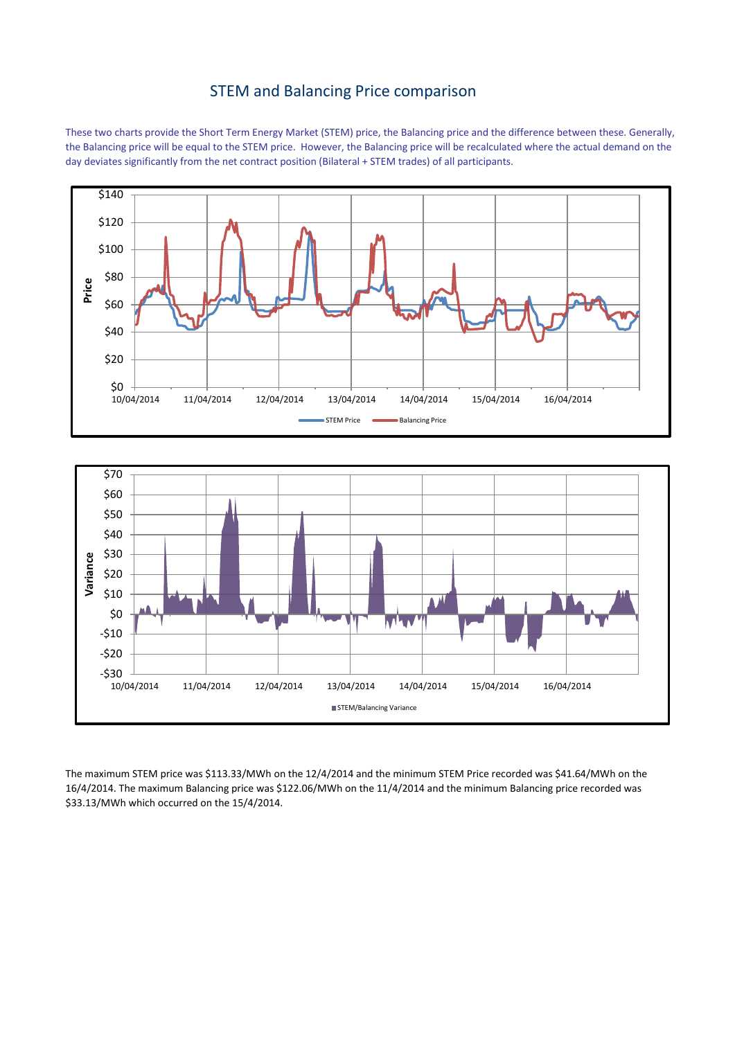# STEM and Balancing Price comparison

These two charts provide the Short Term Energy Market (STEM) price, the Balancing price and the difference between these. Generally, the Balancing price will be equal to the STEM price. However, the Balancing price will be recalculated where the actual demand on the day deviates significantly from the net contract position (Bilateral + STEM trades) of all participants.

Price

$140
$120
$100
$80
$60
$40
$20
$0

10/04/2014 11/04/2014 12/04/2014 13/04/2014 14/04/2014 15/04/2014 16/04/2014

STEM Price Balancing Price

Variance

$70
$60
$50
$40
$30
$20
$10
$0
-$10
-$20
-$30

10/04/2014 11/04/2014 12/04/2014 13/04/2014 14/04/2014 15/04/2014 16/04/2014

STEM/Balancing Variance

The maximum STEM price was $113.33/MWh on the 12/4/2014 and the minimum STEM Price recorded was $41.64/MWh on the 16/4/2014. The maximum Balancing price was $122.06/MWh on the 11/4/2014 and the minimum Balancing price recorded was $33.13/MWh which occurred on the 15/4/2014.